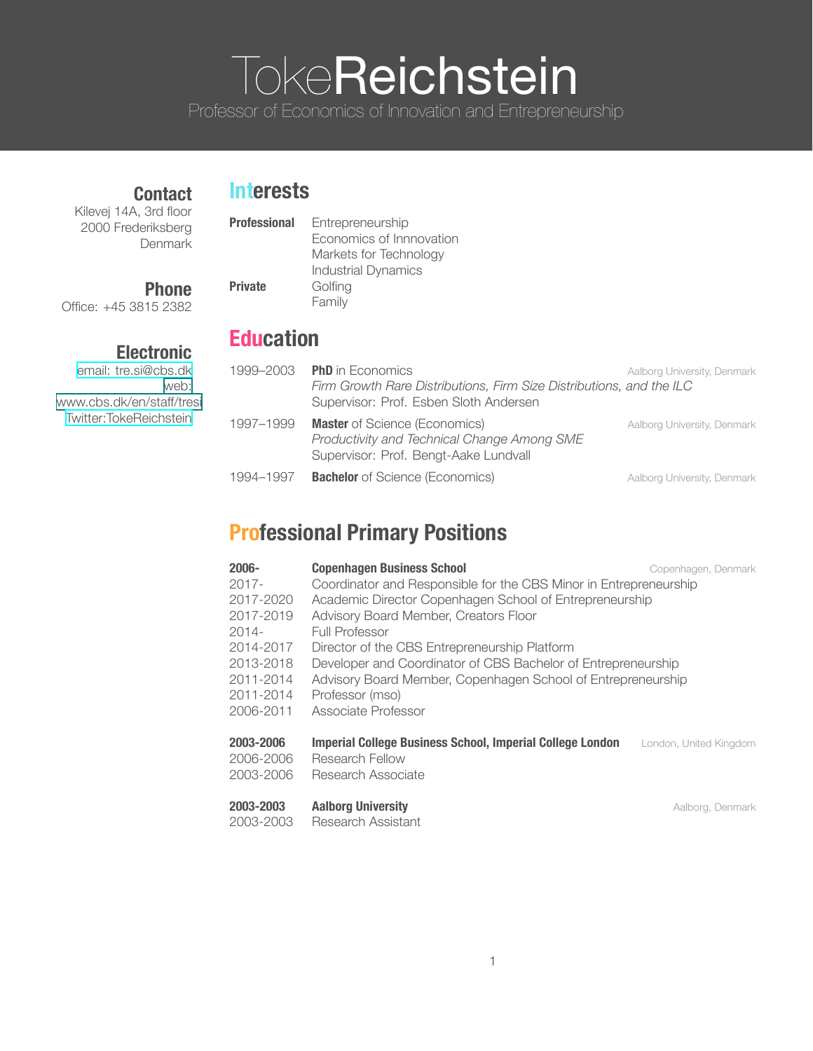# Toke Reichstein

Professor of Economics of Innovation and Entrepreneurship

**Contact**
Kilevej 14A, 3rd floor
2000 Frederiksberg
Denmark

**Phone**
Office: +45 3815 2382

**Electronic**
email: tre.si@cbs.dk
web: www.cbs.dk/en/staff/tresi
Twitter:TokeReichstein

## Interests

**Professional**
- Entrepreneurship
- Economics of Innnovation
- Markets for Technology
- Industrial Dynamics

**Private**
- Golfing
- Family

## Education

**1999–2003** — **PhD** in Economics — Aalborg University, Denmark
*Firm Growth Rare Distributions, Firm Size Distributions, and the ILC*
Supervisor: Prof. Esben Sloth Andersen

**1997–1999** — **Master** of Science (Economics) — Aalborg University, Denmark
*Productivity and Technical Change Among SME*
Supervisor: Prof. Bengt-Aake Lundvall

**1994–1997** — **Bachelor** of Science (Economics) — Aalborg University, Denmark

## Professional Primary Positions

**2006-** — **Copenhagen Business School** — Copenhagen, Denmark

- 2017- Coordinator and Responsible for the CBS Minor in Entrepreneurship
- 2017-2020 Academic Director Copenhagen School of Entrepreneurship
- 2017-2019 Advisory Board Member, Creators Floor
- 2014- Full Professor
- 2014-2017 Director of the CBS Entrepreneurship Platform
- 2013-2018 Developer and Coordinator of CBS Bachelor of Entrepreneurship
- 2011-2014 Advisory Board Member, Copenhagen School of Entrepreneurship
- 2011-2014 Professor (mso)
- 2006-2011 Associate Professor

**2003-2006** — **Imperial College Business School, Imperial College London** — London, United Kingdom

- 2006-2006 Research Fellow
- 2003-2006 Research Associate

**2003-2003** — **Aalborg University** — Aalborg, Denmark

- 2003-2003 Research Assistant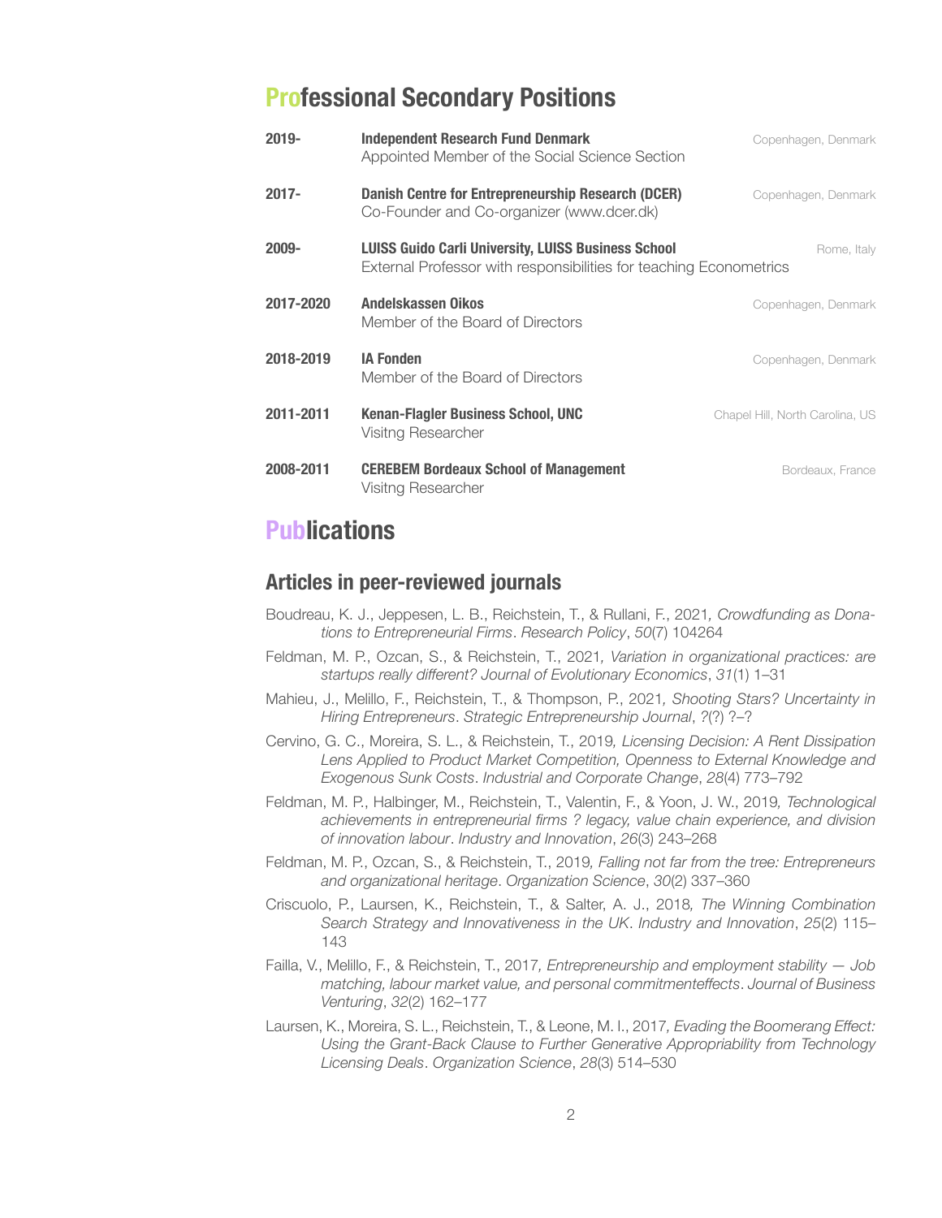## Professional Secondary Positions

**2019-** **Independent Research Fund Denmark** — Copenhagen, Denmark
Appointed Member of the Social Science Section

**2017-** **Danish Centre for Entrepreneurship Research (DCER)** — Copenhagen, Denmark
Co-Founder and Co-organizer (www.dcer.dk)

**2009-** **LUISS Guido Carli University, LUISS Business School** — Rome, Italy
External Professor with responsibilities for teaching Econometrics

**2017-2020** **Andelskassen Oikos** — Copenhagen, Denmark
Member of the Board of Directors

**2018-2019** **IA Fonden** — Copenhagen, Denmark
Member of the Board of Directors

**2011-2011** **Kenan-Flagler Business School, UNC** — Chapel Hill, North Carolina, US
Visitng Researcher

**2008-2011** **CEREBEM Bordeaux School of Management** — Bordeaux, France
Visitng Researcher

## Publications

### Articles in peer-reviewed journals

Boudreau, K. J., Jeppesen, L. B., Reichstein, T., & Rullani, F., 2021, *Crowdfunding as Donations to Entrepreneurial Firms*. *Research Policy*, *50*(7) 104264

Feldman, M. P., Ozcan, S., & Reichstein, T., 2021, *Variation in organizational practices: are startups really different? Journal of Evolutionary Economics*, *31*(1) 1–31

Mahieu, J., Melillo, F., Reichstein, T., & Thompson, P., 2021, *Shooting Stars? Uncertainty in Hiring Entrepreneurs*. *Strategic Entrepreneurship Journal*, *?*(?) ?–?

Cervino, G. C., Moreira, S. L., & Reichstein, T., 2019, *Licensing Decision: A Rent Dissipation Lens Applied to Product Market Competition, Openness to External Knowledge and Exogenous Sunk Costs*. *Industrial and Corporate Change*, *28*(4) 773–792

Feldman, M. P., Halbinger, M., Reichstein, T., Valentin, F., & Yoon, J. W., 2019, *Technological achievements in entrepreneurial firms ? legacy, value chain experience, and division of innovation labour*. *Industry and Innovation*, *26*(3) 243–268

Feldman, M. P., Ozcan, S., & Reichstein, T., 2019, *Falling not far from the tree: Entrepreneurs and organizational heritage*. *Organization Science*, *30*(2) 337–360

Criscuolo, P., Laursen, K., Reichstein, T., & Salter, A. J., 2018, *The Winning Combination Search Strategy and Innovativeness in the UK*. *Industry and Innovation*, *25*(2) 115–143

Failla, V., Melillo, F., & Reichstein, T., 2017, *Entrepreneurship and employment stability — Job matching, labour market value, and personal commitmenteffects*. *Journal of Business Venturing*, *32*(2) 162–177

Laursen, K., Moreira, S. L., Reichstein, T., & Leone, M. I., 2017, *Evading the Boomerang Effect: Using the Grant-Back Clause to Further Generative Appropriability from Technology Licensing Deals*. *Organization Science*, *28*(3) 514–530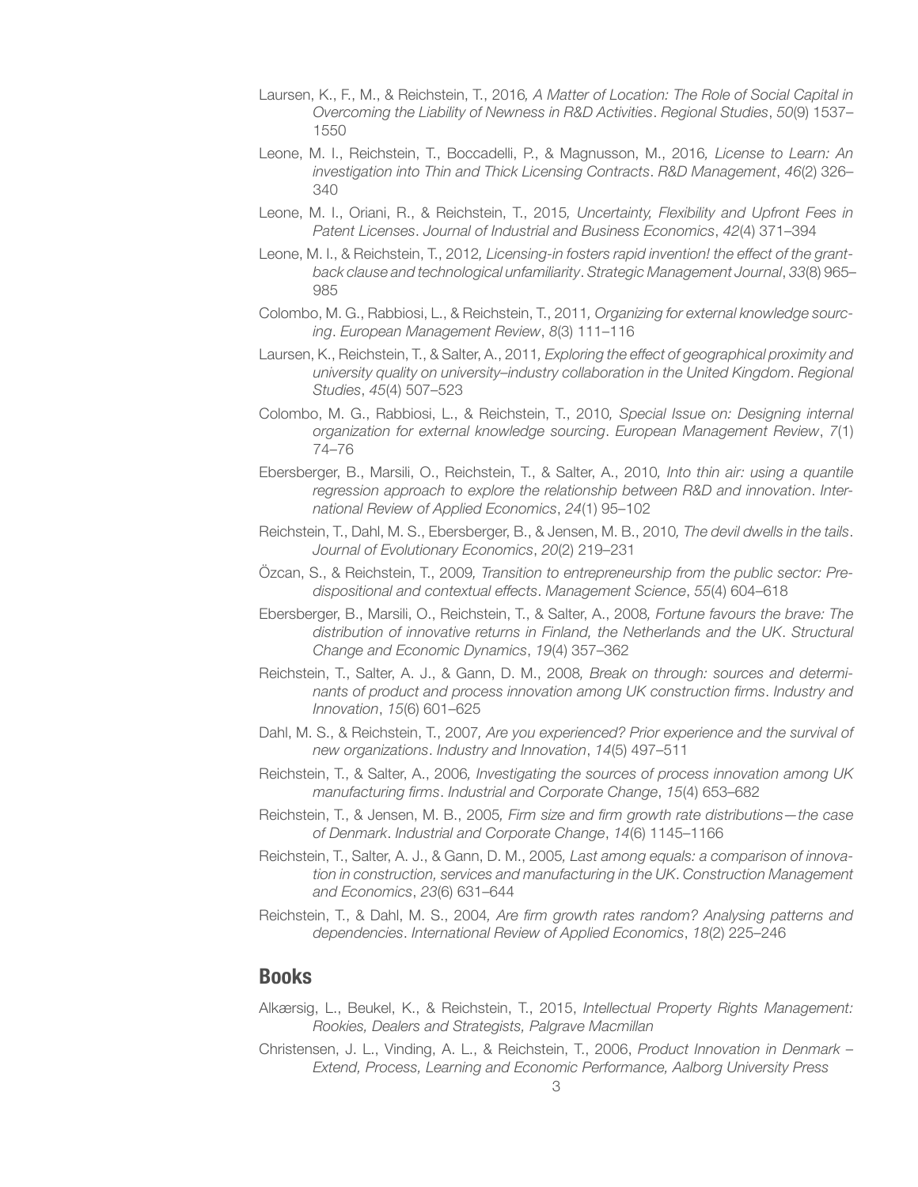Laursen, K., F., M., & Reichstein, T., 2016*, A Matter of Location: The Role of Social Capital in Overcoming the Liability of Newness in R&D Activities*. *Regional Studies*, *50*(9) 1537–1550

Leone, M. I., Reichstein, T., Boccadelli, P., & Magnusson, M., 2016*, License to Learn: An investigation into Thin and Thick Licensing Contracts*. *R&D Management*, *46*(2) 326–340

Leone, M. I., Oriani, R., & Reichstein, T., 2015*, Uncertainty, Flexibility and Upfront Fees in Patent Licenses*. *Journal of Industrial and Business Economics*, *42*(4) 371–394

Leone, M. I., & Reichstein, T., 2012*, Licensing-in fosters rapid invention! the effect of the grant-back clause and technological unfamiliarity*. *Strategic Management Journal*, *33*(8) 965–985

Colombo, M. G., Rabbiosi, L., & Reichstein, T., 2011*, Organizing for external knowledge sourcing*. *European Management Review*, *8*(3) 111–116

Laursen, K., Reichstein, T., & Salter, A., 2011*, Exploring the effect of geographical proximity and university quality on university–industry collaboration in the United Kingdom*. *Regional Studies*, *45*(4) 507–523

Colombo, M. G., Rabbiosi, L., & Reichstein, T., 2010*, Special Issue on: Designing internal organization for external knowledge sourcing*. *European Management Review*, *7*(1) 74–76

Ebersberger, B., Marsili, O., Reichstein, T., & Salter, A., 2010*, Into thin air: using a quantile regression approach to explore the relationship between R&D and innovation*. *International Review of Applied Economics*, *24*(1) 95–102

Reichstein, T., Dahl, M. S., Ebersberger, B., & Jensen, M. B., 2010*, The devil dwells in the tails*. *Journal of Evolutionary Economics*, *20*(2) 219–231

Özcan, S., & Reichstein, T., 2009*, Transition to entrepreneurship from the public sector: Predispositional and contextual effects*. *Management Science*, *55*(4) 604–618

Ebersberger, B., Marsili, O., Reichstein, T., & Salter, A., 2008*, Fortune favours the brave: The distribution of innovative returns in Finland, the Netherlands and the UK*. *Structural Change and Economic Dynamics*, *19*(4) 357–362

Reichstein, T., Salter, A. J., & Gann, D. M., 2008*, Break on through: sources and determinants of product and process innovation among UK construction firms*. *Industry and Innovation*, *15*(6) 601–625

Dahl, M. S., & Reichstein, T., 2007*, Are you experienced? Prior experience and the survival of new organizations*. *Industry and Innovation*, *14*(5) 497–511

Reichstein, T., & Salter, A., 2006*, Investigating the sources of process innovation among UK manufacturing firms*. *Industrial and Corporate Change*, *15*(4) 653–682

Reichstein, T., & Jensen, M. B., 2005*, Firm size and firm growth rate distributions—the case of Denmark*. *Industrial and Corporate Change*, *14*(6) 1145–1166

Reichstein, T., Salter, A. J., & Gann, D. M., 2005*, Last among equals: a comparison of innovation in construction, services and manufacturing in the UK*. *Construction Management and Economics*, *23*(6) 631–644

Reichstein, T., & Dahl, M. S., 2004*, Are firm growth rates random? Analysing patterns and dependencies*. *International Review of Applied Economics*, *18*(2) 225–246

## Books

Alkærsig, L., Beukel, K., & Reichstein, T., 2015, *Intellectual Property Rights Management: Rookies, Dealers and Strategists, Palgrave Macmillan*

Christensen, J. L., Vinding, A. L., & Reichstein, T., 2006, *Product Innovation in Denmark – Extend, Process, Learning and Economic Performance, Aalborg University Press*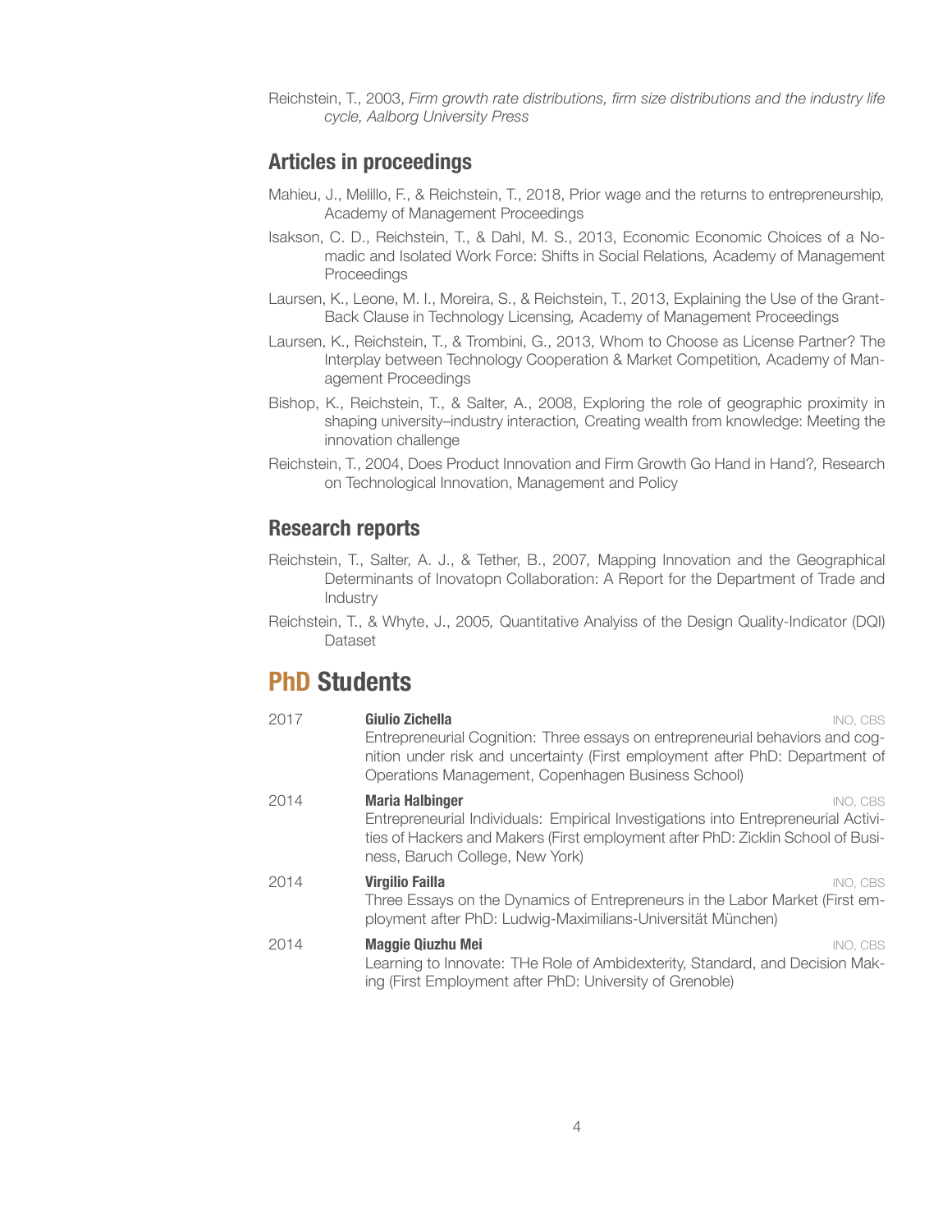Reichstein, T., 2003, *Firm growth rate distributions, firm size distributions and the industry life cycle, Aalborg University Press*

## Articles in proceedings

Mahieu, J., Melillo, F., & Reichstein, T., 2018, Prior wage and the returns to entrepreneurship, Academy of Management Proceedings

Isakson, C. D., Reichstein, T., & Dahl, M. S., 2013, Economic Economic Choices of a Nomadic and Isolated Work Force: Shifts in Social Relations, Academy of Management Proceedings

Laursen, K., Leone, M. I., Moreira, S., & Reichstein, T., 2013, Explaining the Use of the Grant-Back Clause in Technology Licensing, Academy of Management Proceedings

Laursen, K., Reichstein, T., & Trombini, G., 2013, Whom to Choose as License Partner? The Interplay between Technology Cooperation & Market Competition, Academy of Management Proceedings

Bishop, K., Reichstein, T., & Salter, A., 2008, Exploring the role of geographic proximity in shaping university–industry interaction, Creating wealth from knowledge: Meeting the innovation challenge

Reichstein, T., 2004, Does Product Innovation and Firm Growth Go Hand in Hand?, Research on Technological Innovation, Management and Policy

## Research reports

Reichstein, T., Salter, A. J., & Tether, B., 2007, Mapping Innovation and the Geographical Determinants of Inovatopn Collaboration: A Report for the Department of Trade and Industry

Reichstein, T., & Whyte, J., 2005, Quantitative Analyiss of the Design Quality-Indicator (DQI) Dataset

# PhD Students

2017 — **Giulio Zichella** — INO, CBS
Entrepreneurial Cognition: Three essays on entrepreneurial behaviors and cognition under risk and uncertainty (First employment after PhD: Department of Operations Management, Copenhagen Business School)

2014 — **Maria Halbinger** — INO, CBS
Entrepreneurial Individuals: Empirical Investigations into Entrepreneurial Activities of Hackers and Makers (First employment after PhD: Zicklin School of Business, Baruch College, New York)

2014 — **Virgilio Failla** — INO, CBS
Three Essays on the Dynamics of Entrepreneurs in the Labor Market (First employment after PhD: Ludwig-Maximilians-Universität München)

2014 — **Maggie Qiuzhu Mei** — INO, CBS
Learning to Innovate: THe Role of Ambidexterity, Standard, and Decision Making (First Employment after PhD: University of Grenoble)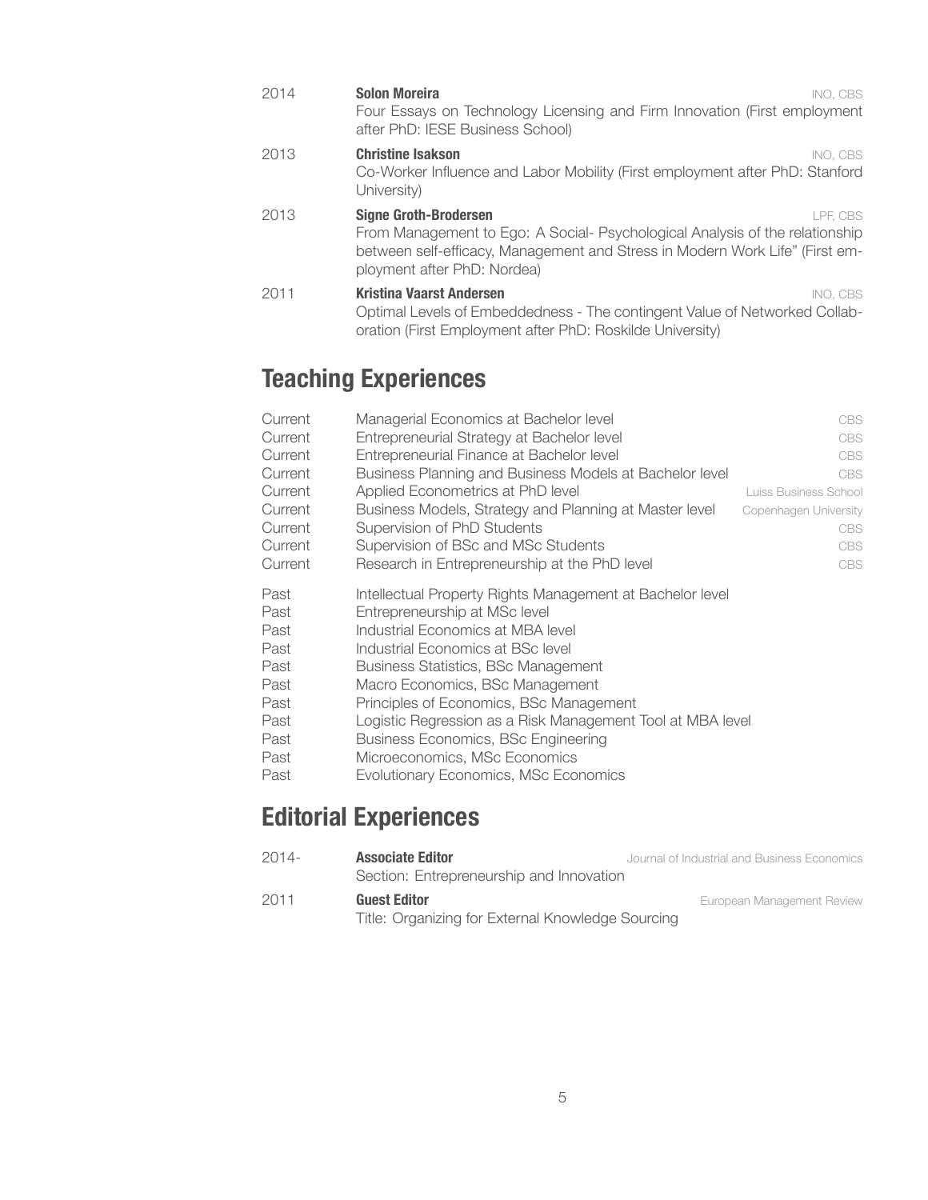2014 **Solon Moreira** INO, CBS
Four Essays on Technology Licensing and Firm Innovation (First employment after PhD: IESE Business School)

2013 **Christine Isakson** INO, CBS
Co-Worker Influence and Labor Mobility (First employment after PhD: Stanford University)

2013 **Signe Groth-Brodersen** LPF, CBS
From Management to Ego: A Social- Psychological Analysis of the relationship between self-efficacy, Management and Stress in Modern Work Life" (First employment after PhD: Nordea)

2011 **Kristina Vaarst Andersen** INO, CBS
Optimal Levels of Embeddedness - The contingent Value of Networked Collaboration (First Employment after PhD: Roskilde University)

## Teaching Experiences

| | | |
|---|---|---|
| Current | Managerial Economics at Bachelor level | CBS |
| Current | Entrepreneurial Strategy at Bachelor level | CBS |
| Current | Entrepreneurial Finance at Bachelor level | CBS |
| Current | Business Planning and Business Models at Bachelor level | CBS |
| Current | Applied Econometrics at PhD level | Luiss Business School |
| Current | Business Models, Strategy and Planning at Master level | Copenhagen University |
| Current | Supervision of PhD Students | CBS |
| Current | Supervision of BSc and MSc Students | CBS |
| Current | Research in Entrepreneurship at the PhD level | CBS |
| Past | Intellectual Property Rights Management at Bachelor level | |
| Past | Entrepreneurship at MSc level | |
| Past | Industrial Economics at MBA level | |
| Past | Industrial Economics at BSc level | |
| Past | Business Statistics, BSc Management | |
| Past | Macro Economics, BSc Management | |
| Past | Principles of Economics, BSc Management | |
| Past | Logistic Regression as a Risk Management Tool at MBA level | |
| Past | Business Economics, BSc Engineering | |
| Past | Microeconomics, MSc Economics | |
| Past | Evolutionary Economics, MSc Economics | |

## Editorial Experiences

2014- **Associate Editor** Journal of Industrial and Business Economics
Section: Entrepreneurship and Innovation

2011 **Guest Editor** European Management Review
Title: Organizing for External Knowledge Sourcing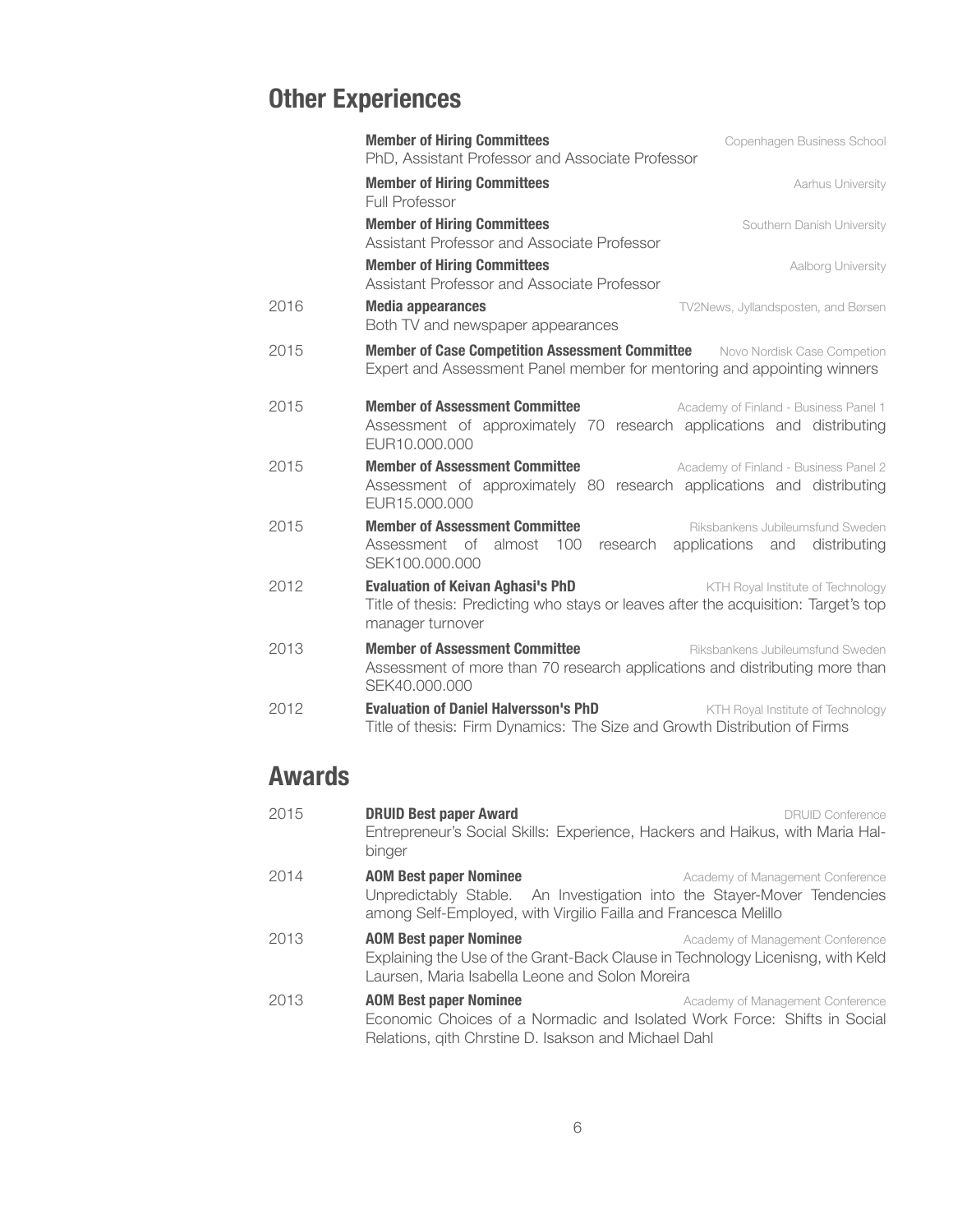## Other Experiences

| | | |
|---|---|---|
| | **Member of Hiring Committees**<br>PhD, Assistant Professor and Associate Professor | Copenhagen Business School |
| | **Member of Hiring Committees**<br>Full Professor | Aarhus University |
| | **Member of Hiring Committees**<br>Assistant Professor and Associate Professor | Southern Danish University |
| | **Member of Hiring Committees**<br>Assistant Professor and Associate Professor | Aalborg University |
| 2016 | **Media appearances**<br>Both TV and newspaper appearances | TV2News, Jyllandsposten, and Børsen |
| 2015 | **Member of Case Competition Assessment Committee**<br>Expert and Assessment Panel member for mentoring and appointing winners | Novo Nordisk Case Competion |
| 2015 | **Member of Assessment Committee**<br>Assessment of approximately 70 research applications and distributing EUR10.000.000 | Academy of Finland - Business Panel 1 |
| 2015 | **Member of Assessment Committee**<br>Assessment of approximately 80 research applications and distributing EUR15.000.000 | Academy of Finland - Business Panel 2 |
| 2015 | **Member of Assessment Committee**<br>Assessment of almost 100 research applications and distributing SEK100.000.000 | Riksbankens Jubileumsfund Sweden |
| 2012 | **Evaluation of Keivan Aghasi's PhD**<br>Title of thesis: Predicting who stays or leaves after the acquisition: Target's top manager turnover | KTH Royal Institute of Technology |
| 2013 | **Member of Assessment Committee**<br>Assessment of more than 70 research applications and distributing more than SEK40.000.000 | Riksbankens Jubileumsfund Sweden |
| 2012 | **Evaluation of Daniel Halversson's PhD**<br>Title of thesis: Firm Dynamics: The Size and Growth Distribution of Firms | KTH Royal Institute of Technology |

## Awards

| | | |
|---|---|---|
| 2015 | **DRUID Best paper Award**<br>Entrepreneur's Social Skills: Experience, Hackers and Haikus, with Maria Halbinger | DRUID Conference |
| 2014 | **AOM Best paper Nominee**<br>Unpredictably Stable. An Investigation into the Stayer-Mover Tendencies among Self-Employed, with Virgilio Failla and Francesca Melillo | Academy of Management Conference |
| 2013 | **AOM Best paper Nominee**<br>Explaining the Use of the Grant-Back Clause in Technology Licenisng, with Keld Laursen, Maria Isabella Leone and Solon Moreira | Academy of Management Conference |
| 2013 | **AOM Best paper Nominee**<br>Economic Choices of a Normadic and Isolated Work Force: Shifts in Social Relations, qith Chrstine D. Isakson and Michael Dahl | Academy of Management Conference |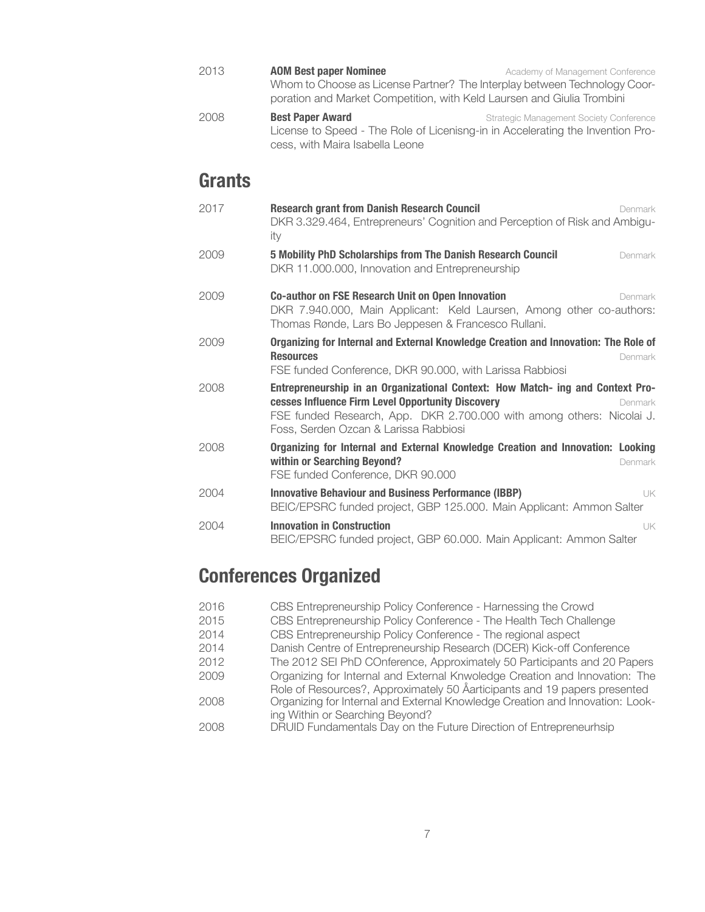2013 **AOM Best paper Nominee** Academy of Management Conference
Whom to Choose as License Partner? The Interplay between Technology Coorporation and Market Competition, with Keld Laursen and Giulia Trombini

2008 **Best Paper Award** Strategic Management Society Conference
License to Speed - The Role of Licenisng-in in Accelerating the Invention Process, with Maira Isabella Leone

## Grants

2017 **Research grant from Danish Research Council** Denmark
DKR 3.329.464, Entrepreneurs' Cognition and Perception of Risk and Ambiguity

2009 **5 Mobility PhD Scholarships from The Danish Research Council** Denmark
DKR 11.000.000, Innovation and Entrepreneurship

2009 **Co-author on FSE Research Unit on Open Innovation** Denmark
DKR 7.940.000, Main Applicant: Keld Laursen, Among other co-authors: Thomas Rønde, Lars Bo Jeppesen & Francesco Rullani.

2009 **Organizing for Internal and External Knowledge Creation and Innovation: The Role of Resources** Denmark
FSE funded Conference, DKR 90.000, with Larissa Rabbiosi

2008 **Entrepreneurship in an Organizational Context: How Match- ing and Context Processes Influence Firm Level Opportunity Discovery** Denmark
FSE funded Research, App. DKR 2.700.000 with among others: Nicolai J. Foss, Serden Ozcan & Larissa Rabbiosi

2008 **Organizing for Internal and External Knowledge Creation and Innovation: Looking within or Searching Beyond?** Denmark
FSE funded Conference, DKR 90.000

2004 **Innovative Behaviour and Business Performance (IBBP)** UK
BEIC/EPSRC funded project, GBP 125.000. Main Applicant: Ammon Salter

2004 **Innovation in Construction** UK
BEIC/EPSRC funded project, GBP 60.000. Main Applicant: Ammon Salter

## Conferences Organized

2016 CBS Entrepreneurship Policy Conference - Harnessing the Crowd
2015 CBS Entrepreneurship Policy Conference - The Health Tech Challenge
2014 CBS Entrepreneurship Policy Conference - The regional aspect
2014 Danish Centre of Entrepreneurship Research (DCER) Kick-off Conference
2012 The 2012 SEI PhD COnference, Approximately 50 Participants and 20 Papers
2009 Organizing for Internal and External Knwoledge Creation and Innovation: The Role of Resources?, Approximately 50 Åarticipants and 19 papers presented
2008 Organizing for Internal and External Knowledge Creation and Innovation: Looking Within or Searching Beyond?
2008 DRUID Fundamentals Day on the Future Direction of Entrepreneurhsip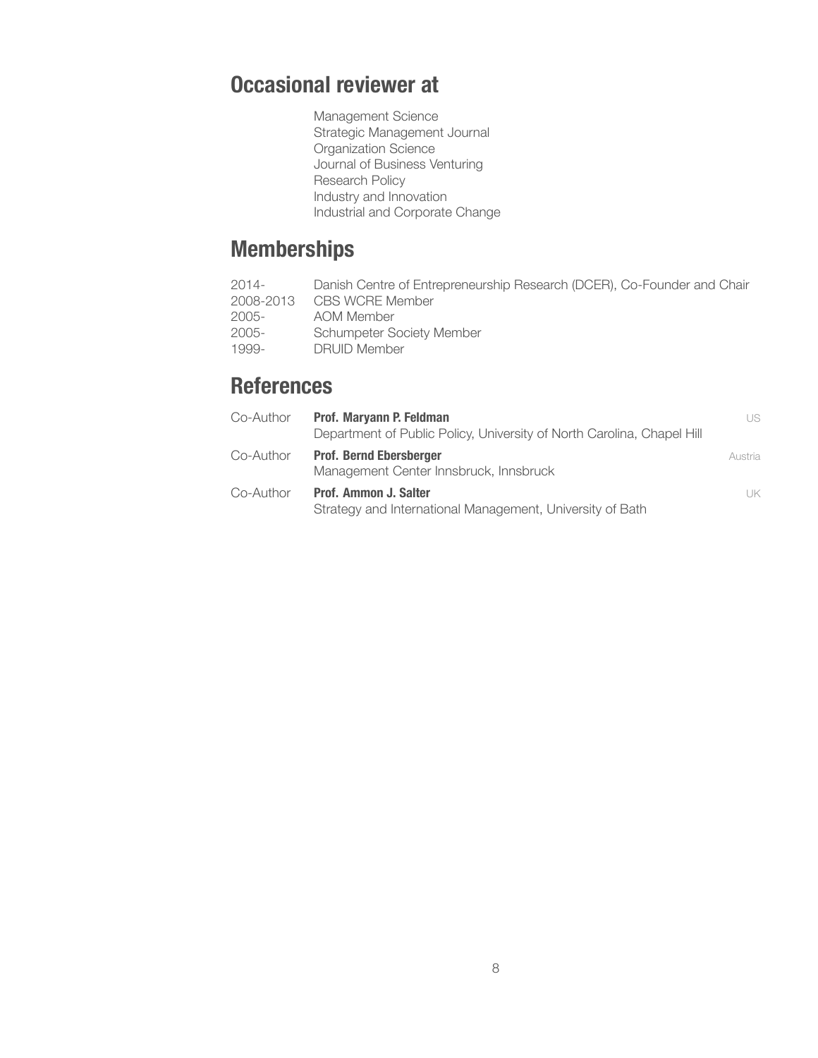## Occasional reviewer at

Management Science
Strategic Management Journal
Organization Science
Journal of Business Venturing
Research Policy
Industry and Innovation
Industrial and Corporate Change

## Memberships

| | |
|---|---|
| 2014- | Danish Centre of Entrepreneurship Research (DCER), Co-Founder and Chair |
| 2008-2013 | CBS WCRE Member |
| 2005- | AOM Member |
| 2005- | Schumpeter Society Member |
| 1999- | DRUID Member |

## References

| | | |
|---|---|---|
| Co-Author | **Prof. Maryann P. Feldman**<br>Department of Public Policy, University of North Carolina, Chapel Hill | US |
| Co-Author | **Prof. Bernd Ebersberger**<br>Management Center Innsbruck, Innsbruck | Austria |
| Co-Author | **Prof. Ammon J. Salter**<br>Strategy and International Management, University of Bath | UK |